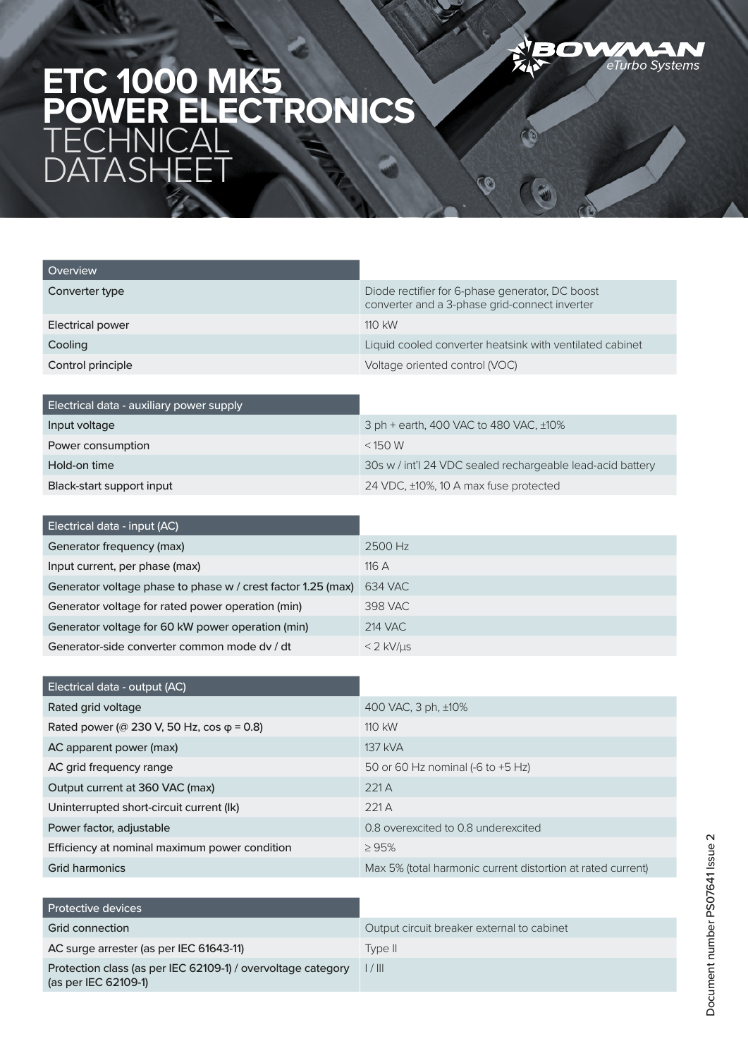# ETC 1000 MK5 POWER ELECTRONICS TECHNICAL DATASHEET

BOWMAN eTurbo Systems

| Overview | |
|---|---|
| Converter type | Diode rectifier for 6-phase generator, DC boost converter and a 3-phase grid-connect inverter |
| Electrical power | 110 kW |
| Cooling | Liquid cooled converter heatsink with ventilated cabinet |
| Control principle | Voltage oriented control (VOC) |

| Electrical data - auxiliary power supply | |
|---|---|
| Input voltage | 3 ph + earth, 400 VAC to 480 VAC, ±10% |
| Power consumption | < 150 W |
| Hold-on time | 30s w / int'l 24 VDC sealed rechargeable lead-acid battery |
| Black-start support input | 24 VDC, ±10%, 10 A max fuse protected |

| Electrical data - input (AC) | |
|---|---|
| Generator frequency (max) | 2500 Hz |
| Input current, per phase (max) | 116 A |
| Generator voltage phase to phase w / crest factor 1.25 (max) | 634 VAC |
| Generator voltage for rated power operation (min) | 398 VAC |
| Generator voltage for 60 kW power operation (min) | 214 VAC |
| Generator-side converter common mode dv / dt | < 2 kV/μs |

| Electrical data - output (AC) | |
|---|---|
| Rated grid voltage | 400 VAC, 3 ph, ±10% |
| Rated power (@ 230 V, 50 Hz, cos φ = 0.8) | 110 kW |
| AC apparent power (max) | 137 kVA |
| AC grid frequency range | 50 or 60 Hz nominal (-6 to +5 Hz) |
| Output current at 360 VAC (max) | 221 A |
| Uninterrupted short-circuit current (Ik) | 221 A |
| Power factor, adjustable | 0.8 overexcited to 0.8 underexcited |
| Efficiency at nominal maximum power condition | ≥ 95% |
| Grid harmonics | Max 5% (total harmonic current distortion at rated current) |

| Protective devices | |
|---|---|
| Grid connection | Output circuit breaker external to cabinet |
| AC surge arrester (as per IEC 61643-11) | Type II |
| Protection class (as per IEC 62109-1) / overvoltage category (as per IEC 62109-1) | I / III |

Document number PS07641 Issue 2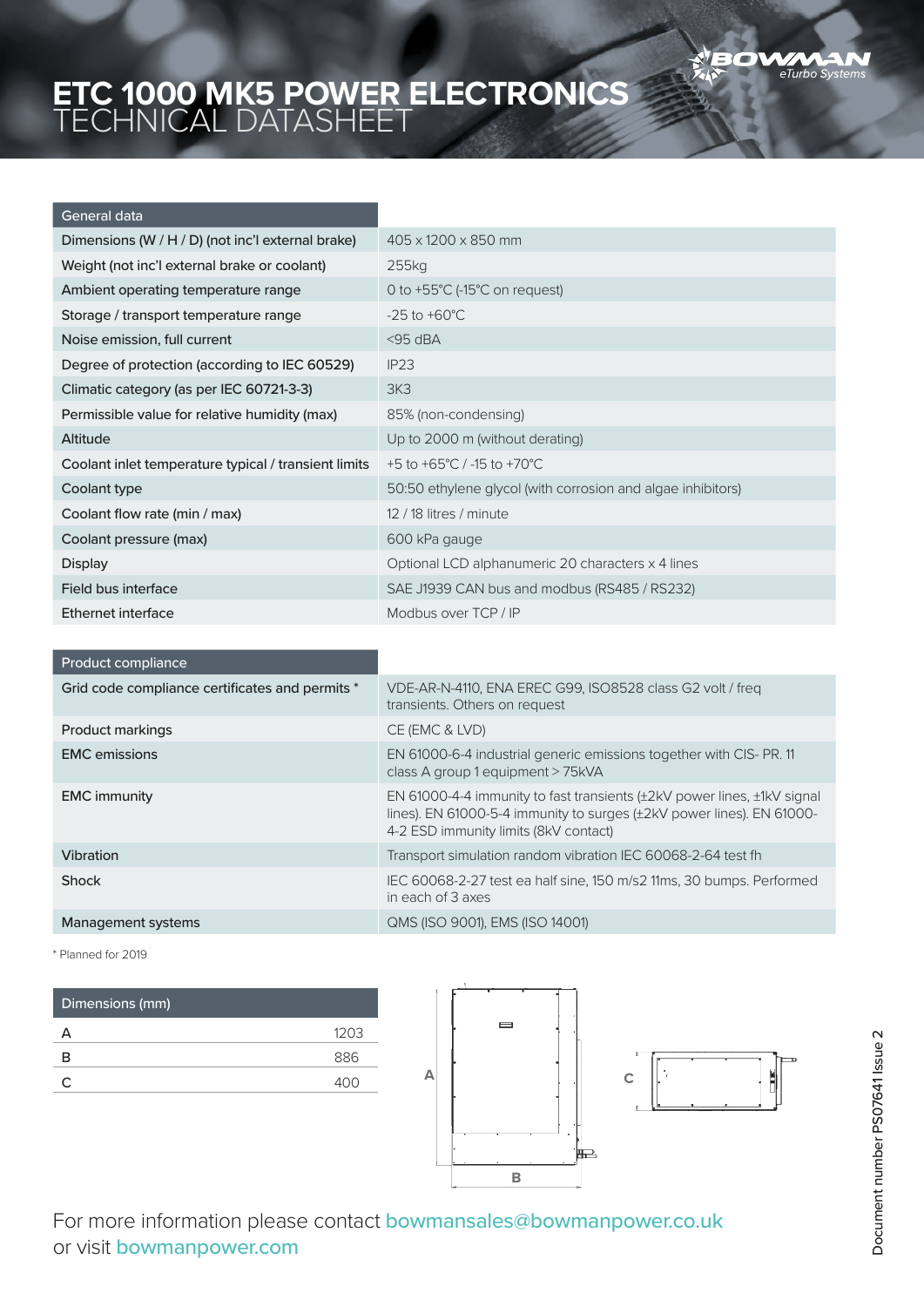# ETC 1000 MK5 POWER ELECTRONICS
## TECHNICAL DATASHEET

| General data | |
|---|---|
| Dimensions (W / H / D) (not inc'l external brake) | 405 x 1200 x 850 mm |
| Weight (not inc'l external brake or coolant) | 255kg |
| Ambient operating temperature range | 0 to +55°C (-15°C on request) |
| Storage / transport temperature range | -25 to +60°C |
| Noise emission, full current | <95 dBA |
| Degree of protection (according to IEC 60529) | IP23 |
| Climatic category (as per IEC 60721-3-3) | 3K3 |
| Permissible value for relative humidity (max) | 85% (non-condensing) |
| Altitude | Up to 2000 m (without derating) |
| Coolant inlet temperature typical / transient limits | +5 to +65°C / -15 to +70°C |
| Coolant type | 50:50 ethylene glycol (with corrosion and algae inhibitors) |
| Coolant flow rate (min / max) | 12 / 18 litres / minute |
| Coolant pressure (max) | 600 kPa gauge |
| Display | Optional LCD alphanumeric 20 characters x 4 lines |
| Field bus interface | SAE J1939 CAN bus and modbus (RS485 / RS232) |
| Ethernet interface | Modbus over TCP / IP |

| Product compliance | |
|---|---|
| Grid code compliance certificates and permits * | VDE-AR-N-4110, ENA EREC G99, ISO8528 class G2 volt / freq transients. Others on request |
| Product markings | CE (EMC & LVD) |
| EMC emissions | EN 61000-6-4 industrial generic emissions together with CIS- PR. 11 class A group 1 equipment > 75kVA |
| EMC immunity | EN 61000-4-4 immunity to fast transients (±2kV power lines, ±1kV signal lines). EN 61000-5-4 immunity to surges (±2kV power lines). EN 61000-4-2 ESD immunity limits (8kV contact) |
| Vibration | Transport simulation random vibration IEC 60068-2-64 test fh |
| Shock | IEC 60068-2-27 test ea half sine, 150 m/s2 11ms, 30 bumps. Performed in each of 3 axes |
| Management systems | QMS (ISO 9001), EMS (ISO 14001) |

* Planned for 2019

| Dimensions (mm) | |
|---|---|
| A | 1203 |
| B | 886 |
| C | 400 |

A

B

C

For more information please contact bowmansales@bowmanpower.co.uk
or visit bowmanpower.com

Document number PS07641 Issue 2